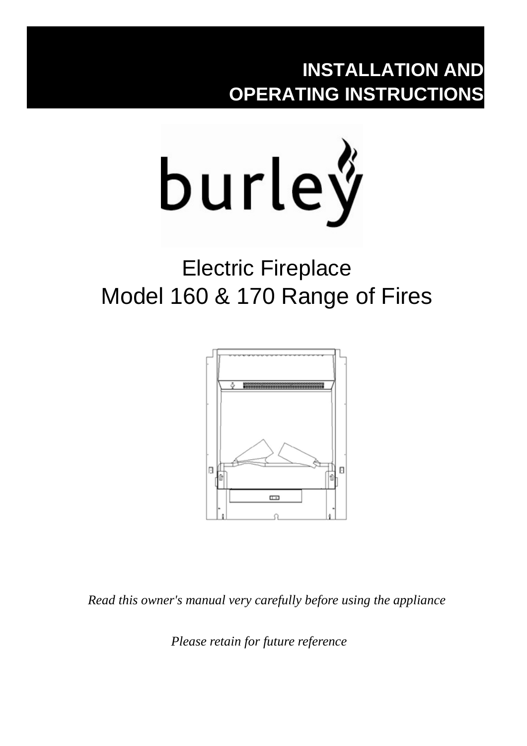# INSTALLATION AND OPERATING INSTRUCTIONS

burley

## Electric Fireplace
## Model 160 & 170 Range of Fires

*Read this owner's manual very carefully before using the appliance*

*Please retain for future reference*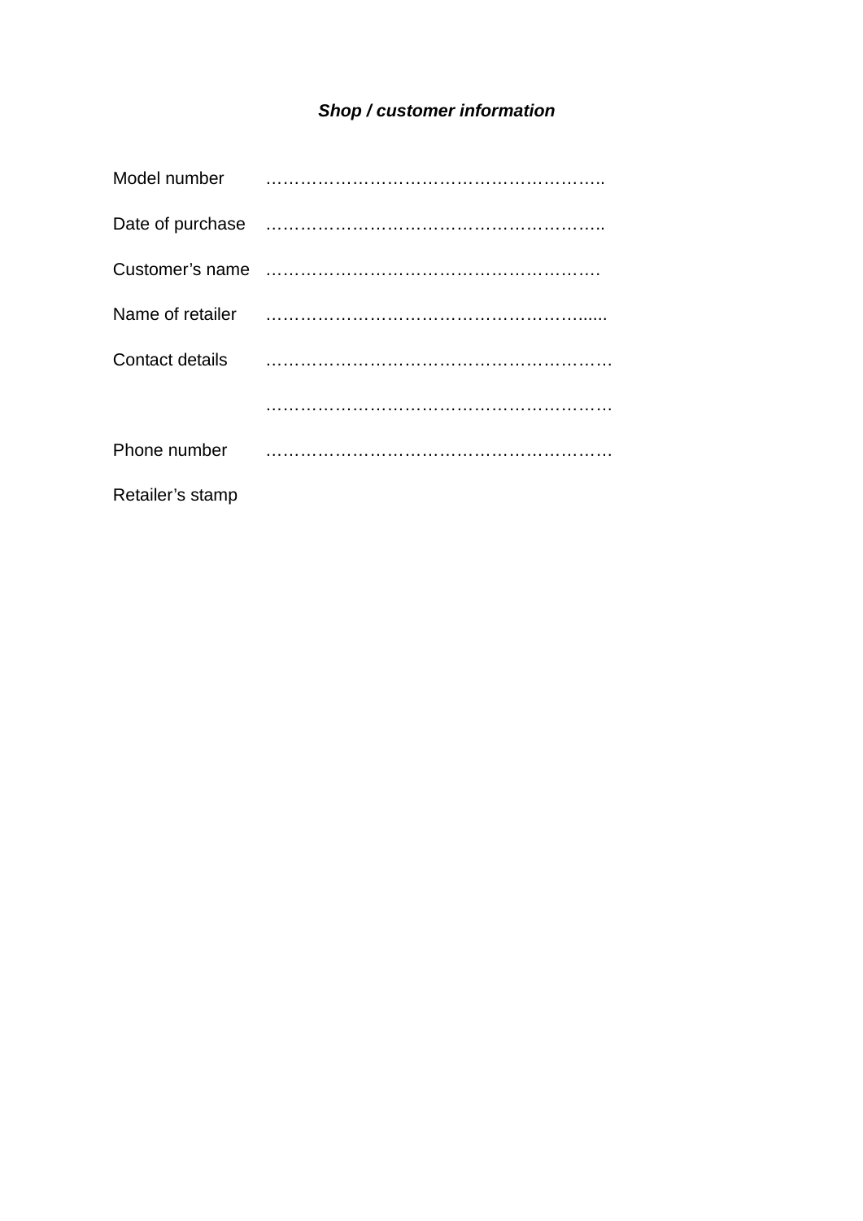***Shop / customer information***

Model number ……………………………………………………..

Date of purchase ……………………………………………………..

Customer’s name …………………………………………………….

Name of retailer …………………………………………………......

Contact details ……………………………………………………… 

………………………………………………………

Phone number ………………………………………………………

Retailer’s stamp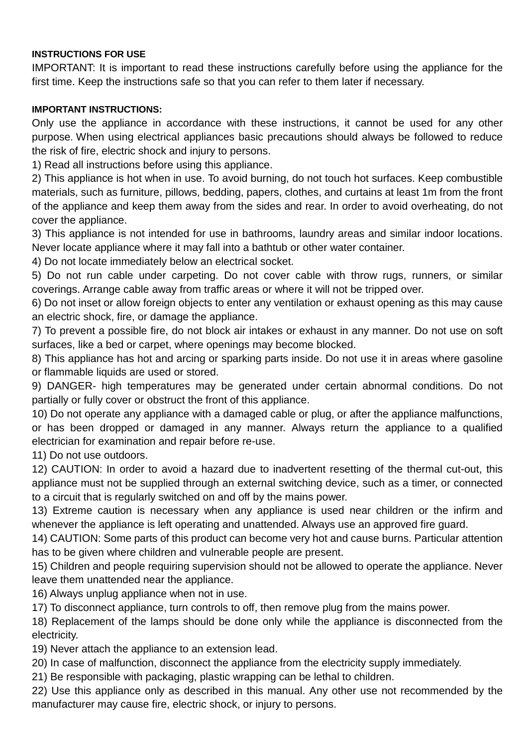### INSTRUCTIONS FOR USE

IMPORTANT: It is important to read these instructions carefully before using the appliance for the first time. Keep the instructions safe so that you can refer to them later if necessary.

### IMPORTANT INSTRUCTIONS:

Only use the appliance in accordance with these instructions, it cannot be used for any other purpose. When using electrical appliances basic precautions should always be followed to reduce the risk of fire, electric shock and injury to persons.

1) Read all instructions before using this appliance.
2) This appliance is hot when in use. To avoid burning, do not touch hot surfaces. Keep combustible materials, such as furniture, pillows, bedding, papers, clothes, and curtains at least 1m from the front of the appliance and keep them away from the sides and rear. In order to avoid overheating, do not cover the appliance.
3) This appliance is not intended for use in bathrooms, laundry areas and similar indoor locations. Never locate appliance where it may fall into a bathtub or other water container.
4) Do not locate immediately below an electrical socket.
5) Do not run cable under carpeting. Do not cover cable with throw rugs, runners, or similar coverings. Arrange cable away from traffic areas or where it will not be tripped over.
6) Do not inset or allow foreign objects to enter any ventilation or exhaust opening as this may cause an electric shock, fire, or damage the appliance.
7) To prevent a possible fire, do not block air intakes or exhaust in any manner. Do not use on soft surfaces, like a bed or carpet, where openings may become blocked.
8) This appliance has hot and arcing or sparking parts inside. Do not use it in areas where gasoline or flammable liquids are used or stored.
9) DANGER- high temperatures may be generated under certain abnormal conditions. Do not partially or fully cover or obstruct the front of this appliance.
10) Do not operate any appliance with a damaged cable or plug, or after the appliance malfunctions, or has been dropped or damaged in any manner. Always return the appliance to a qualified electrician for examination and repair before re-use.
11) Do not use outdoors.
12) CAUTION: In order to avoid a hazard due to inadvertent resetting of the thermal cut-out, this appliance must not be supplied through an external switching device, such as a timer, or connected to a circuit that is regularly switched on and off by the mains power.
13) Extreme caution is necessary when any appliance is used near children or the infirm and whenever the appliance is left operating and unattended. Always use an approved fire guard.
14) CAUTION: Some parts of this product can become very hot and cause burns. Particular attention has to be given where children and vulnerable people are present.
15) Children and people requiring supervision should not be allowed to operate the appliance. Never leave them unattended near the appliance.
16) Always unplug appliance when not in use.
17) To disconnect appliance, turn controls to off, then remove plug from the mains power.
18) Replacement of the lamps should be done only while the appliance is disconnected from the electricity.
19) Never attach the appliance to an extension lead.
20) In case of malfunction, disconnect the appliance from the electricity supply immediately.
21) Be responsible with packaging, plastic wrapping can be lethal to children.
22) Use this appliance only as described in this manual. Any other use not recommended by the manufacturer may cause fire, electric shock, or injury to persons.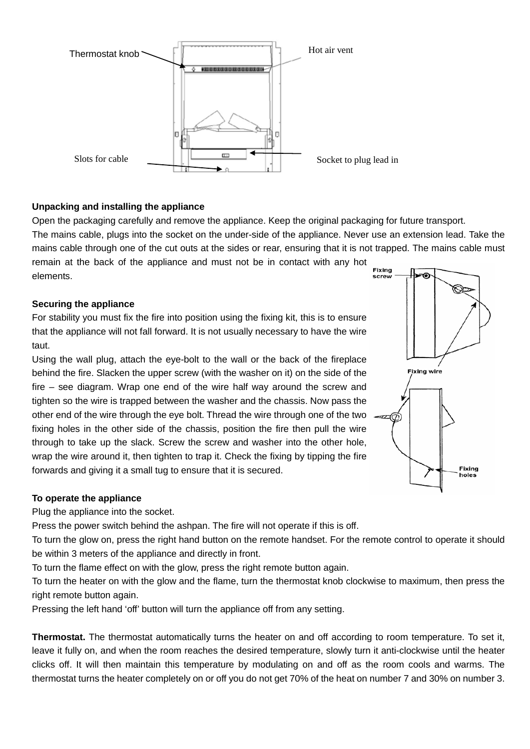Thermostat knob

Hot air vent

Slots for cable

Socket to plug lead in

**Unpacking and installing the appliance**

Open the packaging carefully and remove the appliance. Keep the original packaging for future transport.

The mains cable, plugs into the socket on the under-side of the appliance. Never use an extension lead. Take the mains cable through one of the cut outs at the sides or rear, ensuring that it is not trapped. The mains cable must remain at the back of the appliance and must not be in contact with any hot elements.

**Securing the appliance**

For stability you must fix the fire into position using the fixing kit, this is to ensure that the appliance will not fall forward. It is not usually necessary to have the wire taut.

Using the wall plug, attach the eye-bolt to the wall or the back of the fireplace behind the fire. Slacken the upper screw (with the washer on it) on the side of the fire – see diagram. Wrap one end of the wire half way around the screw and tighten so the wire is trapped between the washer and the chassis. Now pass the other end of the wire through the eye bolt. Thread the wire through one of the two fixing holes in the other side of the chassis, position the fire then pull the wire through to take up the slack. Screw the screw and washer into the other hole, wrap the wire around it, then tighten to trap it. Check the fixing by tipping the fire forwards and giving it a small tug to ensure that it is secured.

Fixing screw

Fixing wire

Fixing holes

**To operate the appliance**

Plug the appliance into the socket.

Press the power switch behind the ashpan. The fire will not operate if this is off.

To turn the glow on, press the right hand button on the remote handset. For the remote control to operate it should be within 3 meters of the appliance and directly in front.

To turn the flame effect on with the glow, press the right remote button again.

To turn the heater on with the glow and the flame, turn the thermostat knob clockwise to maximum, then press the right remote button again.

Pressing the left hand 'off' button will turn the appliance off from any setting.

**Thermostat.** The thermostat automatically turns the heater on and off according to room temperature. To set it, leave it fully on, and when the room reaches the desired temperature, slowly turn it anti-clockwise until the heater clicks off. It will then maintain this temperature by modulating on and off as the room cools and warms. The thermostat turns the heater completely on or off you do not get 70% of the heat on number 7 and 30% on number 3.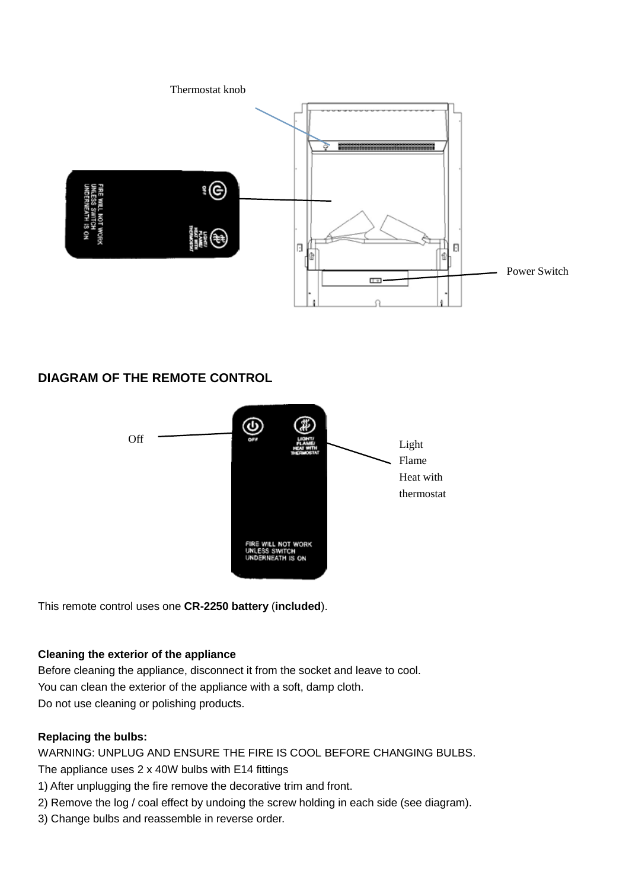Thermostat knob

Power Switch

## DIAGRAM OF THE REMOTE CONTROL

Off

Light
Flame
Heat with
thermostat

This remote control uses one **CR-2250 battery** (**included**).

**Cleaning the exterior of the appliance**

Before cleaning the appliance, disconnect it from the socket and leave to cool.
You can clean the exterior of the appliance with a soft, damp cloth.
Do not use cleaning or polishing products.

**Replacing the bulbs:**

WARNING: UNPLUG AND ENSURE THE FIRE IS COOL BEFORE CHANGING BULBS.
The appliance uses 2 x 40W bulbs with E14 fittings

1) After unplugging the fire remove the decorative trim and front.
2) Remove the log / coal effect by undoing the screw holding in each side (see diagram).
3) Change bulbs and reassemble in reverse order.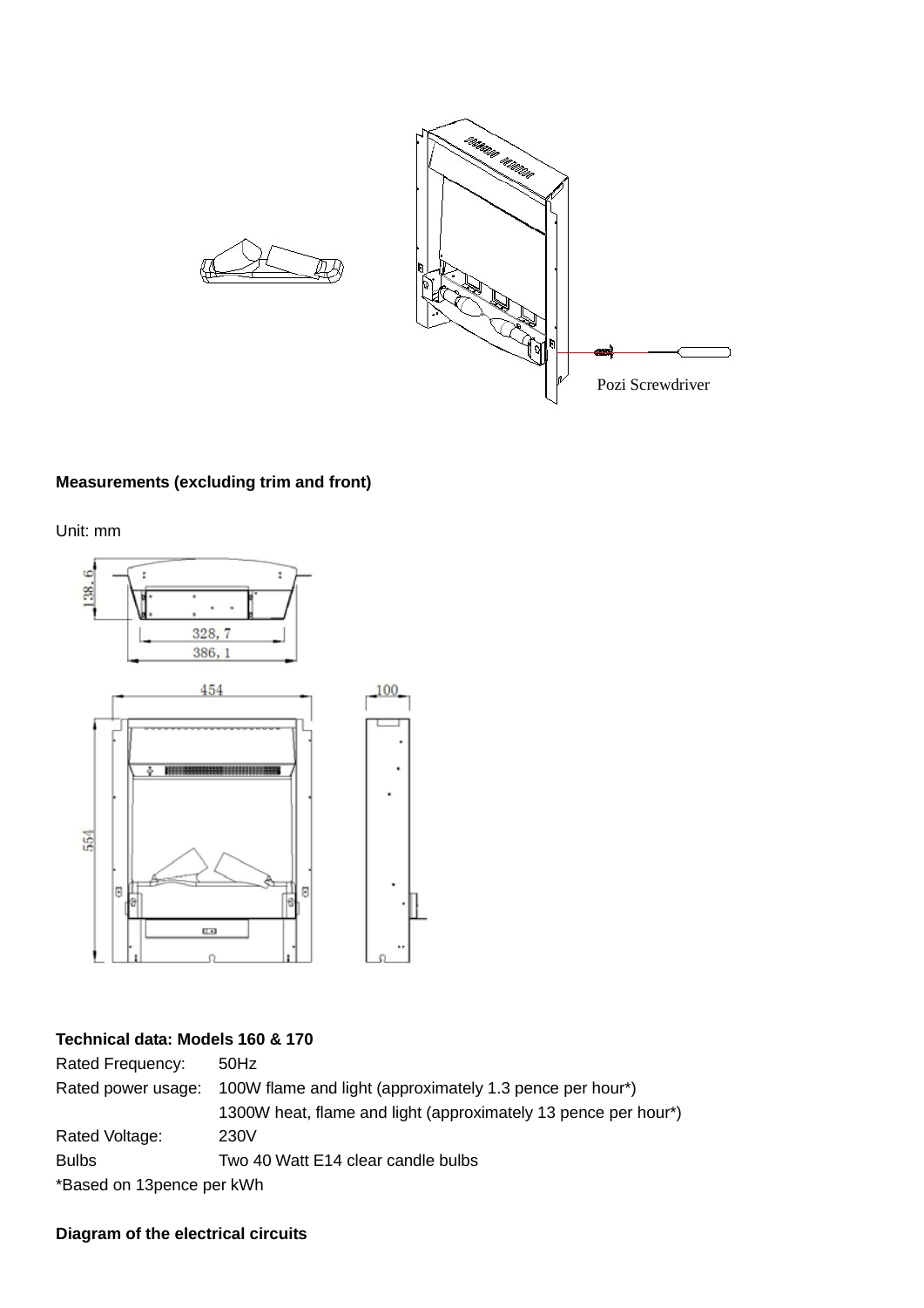Pozi Screwdriver

**Measurements (excluding trim and front)**

Unit: mm

138,6

328,7

386,1

454

100

554

**Technical data: Models 160 & 170**

| | |
|---|---|
| Rated Frequency: | 50Hz |
| Rated power usage: | 100W flame and light (approximately 1.3 pence per hour*) |
| | 1300W heat, flame and light (approximately 13 pence per hour*) |
| Rated Voltage: | 230V |
| Bulbs | Two 40 Watt E14 clear candle bulbs |

*Based on 13pence per kWh

**Diagram of the electrical circuits**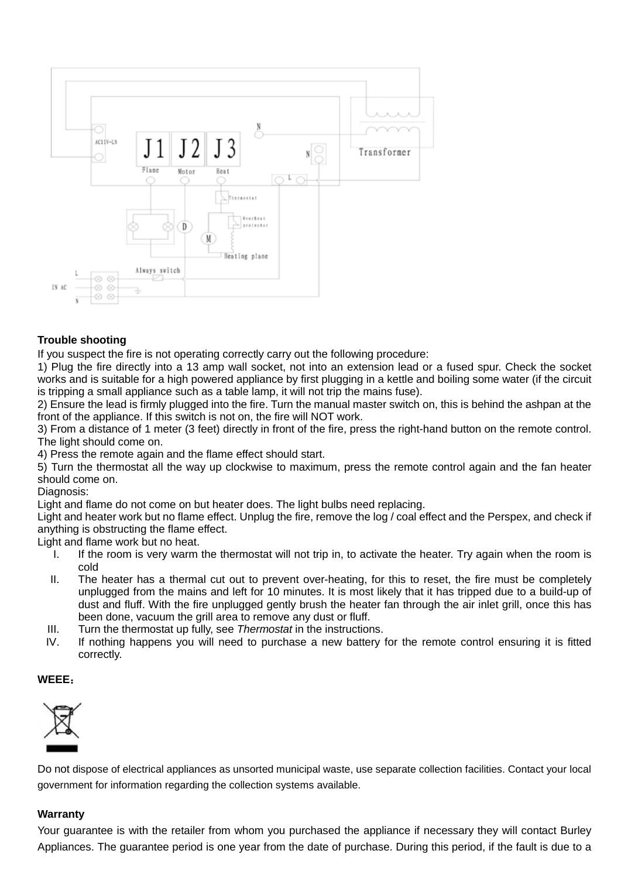**Trouble shooting**

If you suspect the fire is not operating correctly carry out the following procedure:

1) Plug the fire directly into a 13 amp wall socket, not into an extension lead or a fused spur. Check the socket works and is suitable for a high powered appliance by first plugging in a kettle and boiling some water (if the circuit is tripping a small appliance such as a table lamp, it will not trip the mains fuse).

2) Ensure the lead is firmly plugged into the fire. Turn the manual master switch on, this is behind the ashpan at the front of the appliance. If this switch is not on, the fire will NOT work.

3) From a distance of 1 meter (3 feet) directly in front of the fire, press the right-hand button on the remote control. The light should come on.

4) Press the remote again and the flame effect should start.

5) Turn the thermostat all the way up clockwise to maximum, press the remote control again and the fan heater should come on.

Diagnosis:

Light and flame do not come on but heater does. The light bulbs need replacing.

Light and heater work but no flame effect. Unplug the fire, remove the log / coal effect and the Perspex, and check if anything is obstructing the flame effect.

Light and flame work but no heat.

I. If the room is very warm the thermostat will not trip in, to activate the heater. Try again when the room is cold
II. The heater has a thermal cut out to prevent over-heating, for this to reset, the fire must be completely unplugged from the mains and left for 10 minutes. It is most likely that it has tripped due to a build-up of dust and fluff. With the fire unplugged gently brush the heater fan through the air inlet grill, once this has been done, vacuum the grill area to remove any dust or fluff.
III. Turn the thermostat up fully, see *Thermostat* in the instructions.
IV. If nothing happens you will need to purchase a new battery for the remote control ensuring it is fitted correctly.

**WEEE：**

Do not dispose of electrical appliances as unsorted municipal waste, use separate collection facilities. Contact your local government for information regarding the collection systems available.

**Warranty**

Your guarantee is with the retailer from whom you purchased the appliance if necessary they will contact Burley Appliances. The guarantee period is one year from the date of purchase. During this period, if the fault is due to a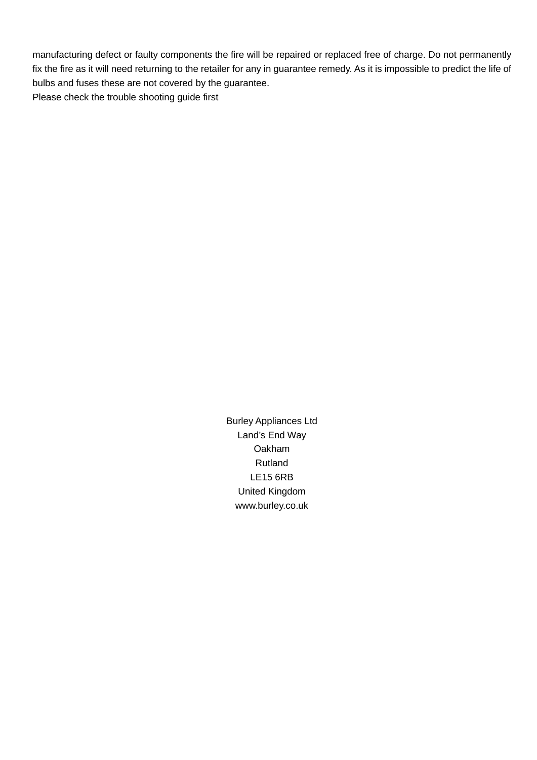manufacturing defect or faulty components the fire will be repaired or replaced free of charge. Do not permanently fix the fire as it will need returning to the retailer for any in guarantee remedy. As it is impossible to predict the life of bulbs and fuses these are not covered by the guarantee.

Please check the trouble shooting guide first

Burley Appliances Ltd
Land's End Way
Oakham
Rutland
LE15 6RB
United Kingdom
www.burley.co.uk